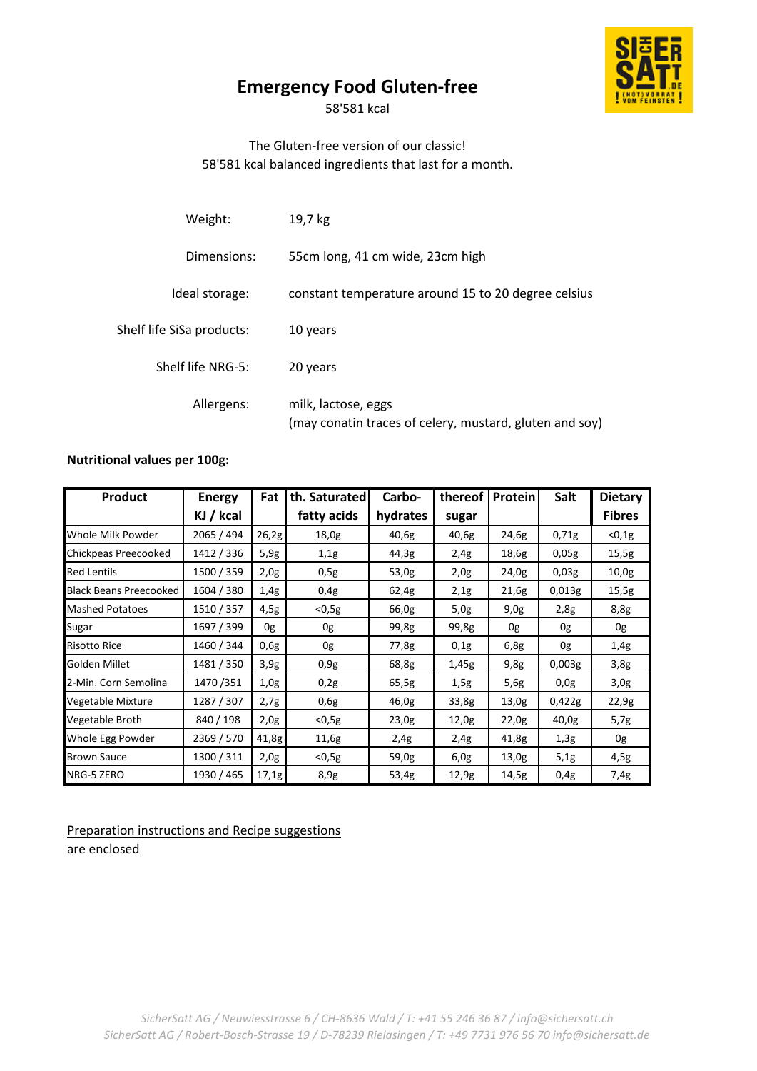// Source notes: "may conatin" typo and "0,013g"/"0,003g" values reproduced as printed.
# Emergency Food Gluten-free

58'581 kcal

The Gluten-free version of our classic!
58'581 kcal balanced ingredients that last for a month.

| | |
|---|---|
| Weight: | 19,7 kg |
| Dimensions: | 55cm long, 41 cm wide, 23cm high |
| Ideal storage: | constant temperature around 15 to 20 degree celsius |
| Shelf life SiSa products: | 10 years |
| Shelf life NRG-5: | 20 years |
| Allergens: | milk, lactose, eggs (may conatin traces of celery, mustard, gluten and soy) |

**Nutritional values per 100g:**

| Product | Energy KJ / kcal | Fat | th. Saturated fatty acids | Carbo-hydrates | thereof sugar | Protein | Salt | Dietary Fibres |
|---|---|---|---|---|---|---|---|---|
| Whole Milk Powder | 2065 / 494 | 26,2g | 18,0g | 40,6g | 40,6g | 24,6g | 0,71g | <0,1g |
| Chickpeas Preecooked | 1412 / 336 | 5,9g | 1,1g | 44,3g | 2,4g | 18,6g | 0,05g | 15,5g |
| Red Lentils | 1500 / 359 | 2,0g | 0,5g | 53,0g | 2,0g | 24,0g | 0,03g | 10,0g |
| Black Beans Preecooked | 1604 / 380 | 1,4g | 0,4g | 62,4g | 2,1g | 21,6g | 0,013g | 15,5g |
| Mashed Potatoes | 1510 / 357 | 4,5g | <0,5g | 66,0g | 5,0g | 9,0g | 2,8g | 8,8g |
| Sugar | 1697 / 399 | 0g | 0g | 99,8g | 99,8g | 0g | 0g | 0g |
| Risotto Rice | 1460 / 344 | 0,6g | 0g | 77,8g | 0,1g | 6,8g | 0g | 1,4g |
| Golden Millet | 1481 / 350 | 3,9g | 0,9g | 68,8g | 1,45g | 9,8g | 0,003g | 3,8g |
| 2-Min. Corn Semolina | 1470 /351 | 1,0g | 0,2g | 65,5g | 1,5g | 5,6g | 0,0g | 3,0g |
| Vegetable Mixture | 1287 / 307 | 2,7g | 0,6g | 46,0g | 33,8g | 13,0g | 0,422g | 22,9g |
| Vegetable Broth | 840 / 198 | 2,0g | <0,5g | 23,0g | 12,0g | 22,0g | 40,0g | 5,7g |
| Whole Egg Powder | 2369 / 570 | 41,8g | 11,6g | 2,4g | 2,4g | 41,8g | 1,3g | 0g |
| Brown Sauce | 1300 / 311 | 2,0g | <0,5g | 59,0g | 6,0g | 13,0g | 5,1g | 4,5g |
| NRG-5 ZERO | 1930 / 465 | 17,1g | 8,9g | 53,4g | 12,9g | 14,5g | 0,4g | 7,4g |

Preparation instructions and Recipe suggestions
are enclosed

*SicherSatt AG / Neuwiesstrasse 6 / CH-8636 Wald / T: +41 55 246 36 87 / info@sichersatt.ch*
*SicherSatt AG / Robert-Bosch-Strasse 19 / D-78239 Rielasingen / T: +49 7731 976 56 70 info@sichersatt.de*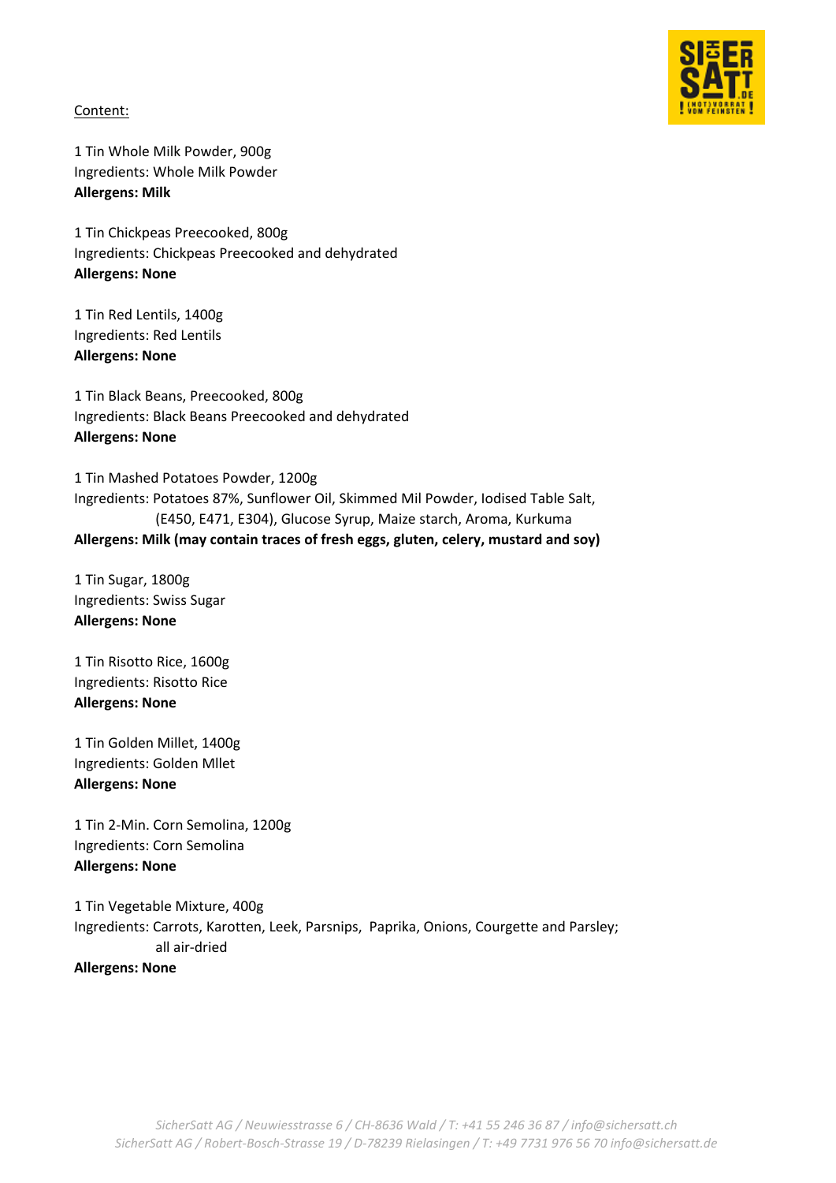Content:

1 Tin Whole Milk Powder, 900g
Ingredients: Whole Milk Powder
**Allergens: Milk**

1 Tin Chickpeas Preecooked, 800g
Ingredients: Chickpeas Preecooked and dehydrated
**Allergens: None**

1 Tin Red Lentils, 1400g
Ingredients: Red Lentils
**Allergens: None**

1 Tin Black Beans, Preecooked, 800g
Ingredients: Black Beans Preecooked and dehydrated
**Allergens: None**

1 Tin Mashed Potatoes Powder, 1200g
Ingredients: Potatoes 87%, Sunflower Oil, Skimmed Mil Powder, Iodised Table Salt, (E450, E471, E304), Glucose Syrup, Maize starch, Aroma, Kurkuma
**Allergens: Milk (may contain traces of fresh eggs, gluten, celery, mustard and soy)**

1 Tin Sugar, 1800g
Ingredients: Swiss Sugar
**Allergens: None**

1 Tin Risotto Rice, 1600g
Ingredients: Risotto Rice
**Allergens: None**

1 Tin Golden Millet, 1400g
Ingredients: Golden Mllet
**Allergens: None**

1 Tin 2-Min. Corn Semolina, 1200g
Ingredients: Corn Semolina
**Allergens: None**

1 Tin Vegetable Mixture, 400g
Ingredients: Carrots, Karotten, Leek, Parsnips, Paprika, Onions, Courgette and Parsley; all air-dried
**Allergens: None**

SicherSatt AG / Neuwiesstrasse 6 / CH-8636 Wald / T: +41 55 246 36 87 / info@sichersatt.ch
SicherSatt AG / Robert-Bosch-Strasse 19 / D-78239 Rielasingen / T: +49 7731 976 56 70 info@sichersatt.de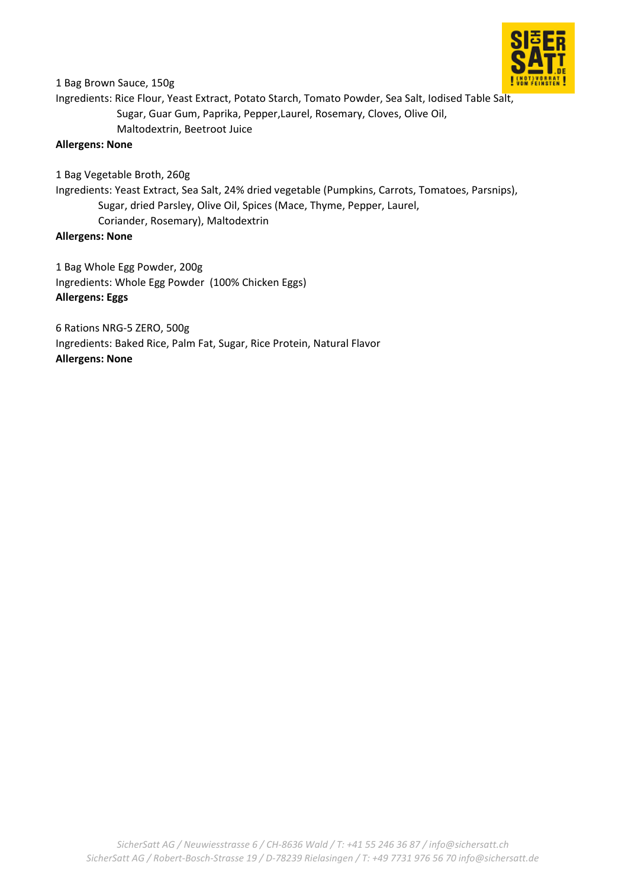1 Bag Brown Sauce, 150g

Ingredients: Rice Flour, Yeast Extract, Potato Starch, Tomato Powder, Sea Salt, Iodised Table Salt, Sugar, Guar Gum, Paprika, Pepper,Laurel, Rosemary, Cloves, Olive Oil, Maltodextrin, Beetroot Juice

**Allergens: None**

1 Bag Vegetable Broth, 260g

Ingredients: Yeast Extract, Sea Salt, 24% dried vegetable (Pumpkins, Carrots, Tomatoes, Parsnips), Sugar, dried Parsley, Olive Oil, Spices (Mace, Thyme, Pepper, Laurel, Coriander, Rosemary), Maltodextrin

**Allergens: None**

1 Bag Whole Egg Powder, 200g

Ingredients: Whole Egg Powder (100% Chicken Eggs)

**Allergens: Eggs**

6 Rations NRG-5 ZERO, 500g

Ingredients: Baked Rice, Palm Fat, Sugar, Rice Protein, Natural Flavor

**Allergens: None**